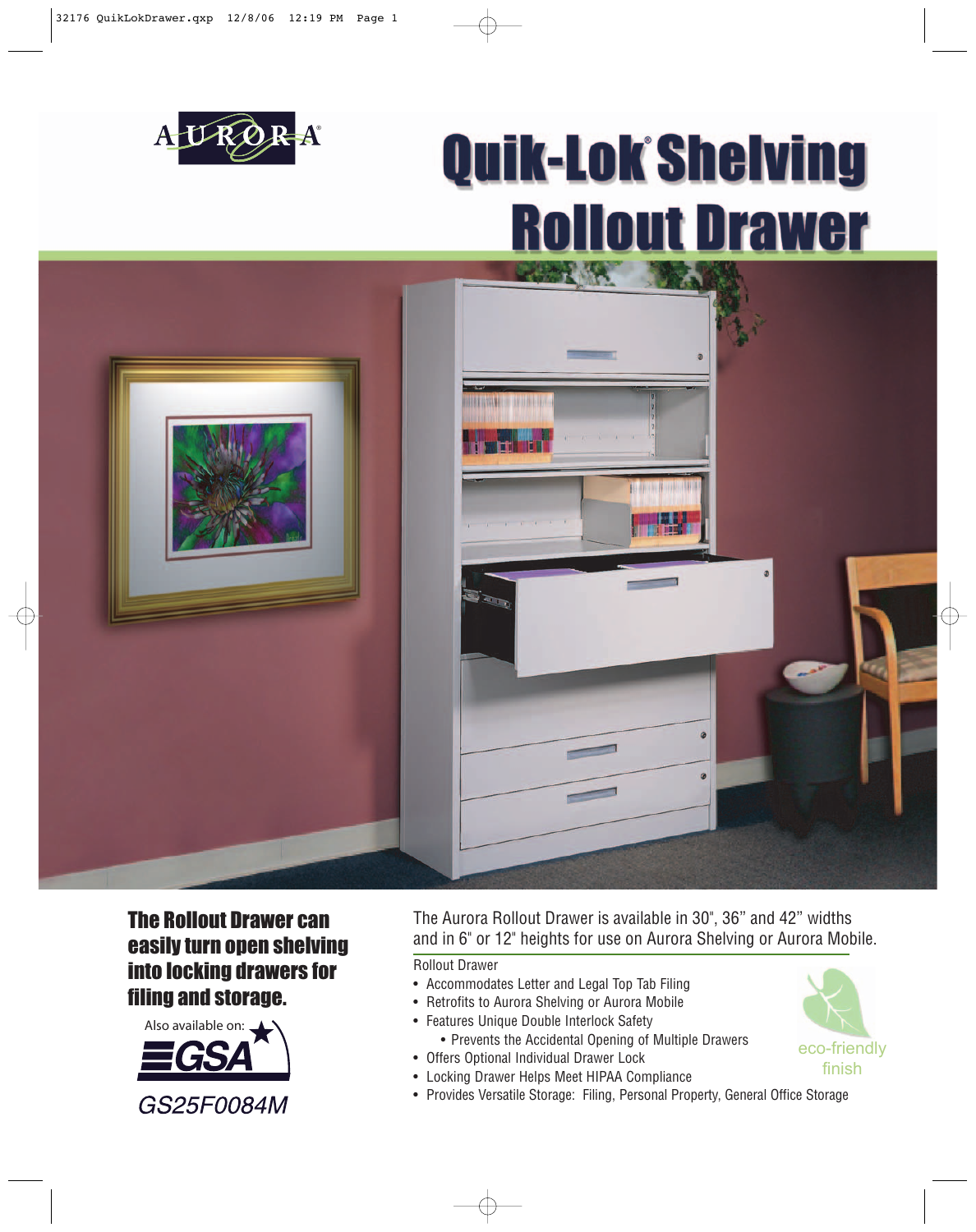AURORA®

# Quik-Lok® Shelving Rollout Drawer

**The Rollout Drawer can easily turn open shelving into locking drawers for filing and storage.**

Also available on: GSA

*GS25F0084M*

The Aurora Rollout Drawer is available in 30", 36" and 42" widths and in 6" or 12" heights for use on Aurora Shelving or Aurora Mobile.

Rollout Drawer

- Accommodates Letter and Legal Top Tab Filing
- Retrofits to Aurora Shelving or Aurora Mobile
- Features Unique Double Interlock Safety
  - Prevents the Accidental Opening of Multiple Drawers
- Offers Optional Individual Drawer Lock
- Locking Drawer Helps Meet HIPAA Compliance
- Provides Versatile Storage: Filing, Personal Property, General Office Storage

eco-friendly finish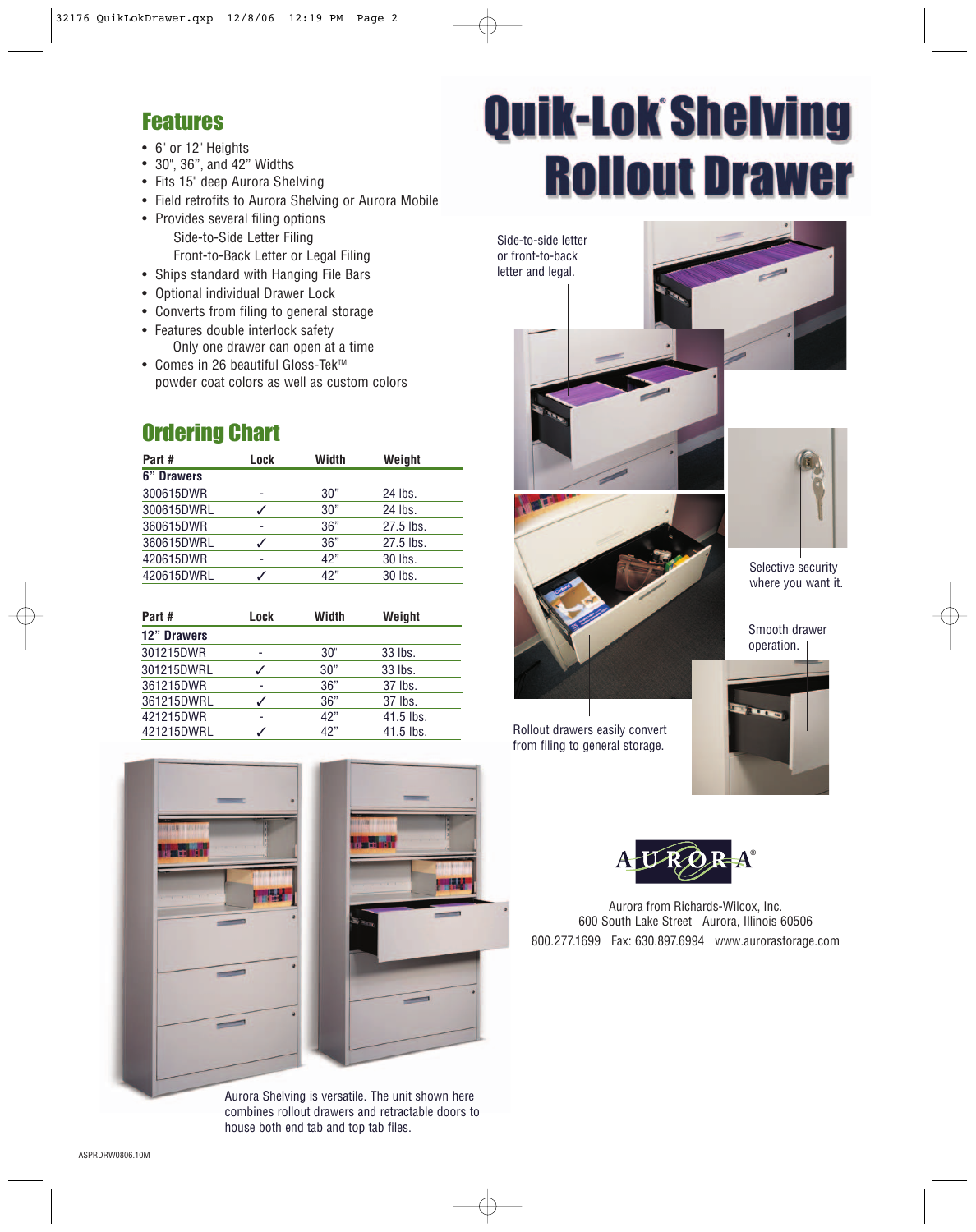# Quik-Lok® Shelving Rollout Drawer

## Features

- 6" or 12" Heights
- 30", 36", and 42" Widths
- Fits 15" deep Aurora Shelving
- Field retrofits to Aurora Shelving or Aurora Mobile
- Provides several filing options
  - Side-to-Side Letter Filing
  - Front-to-Back Letter or Legal Filing
- Ships standard with Hanging File Bars
- Optional individual Drawer Lock
- Converts from filing to general storage
- Features double interlock safety
  - Only one drawer can open at a time
- Comes in 26 beautiful Gloss-Tek™ powder coat colors as well as custom colors

## Ordering Chart

| Part # | Lock | Width | Weight |
|---|---|---|---|
| **6" Drawers** | | | |
| 300615DWR | - | 30" | 24 lbs. |
| 300615DWRL | ✓ | 30" | 24 lbs. |
| 360615DWR | - | 36" | 27.5 lbs. |
| 360615DWRL | ✓ | 36" | 27.5 lbs. |
| 420615DWR | - | 42" | 30 lbs. |
| 420615DWRL | ✓ | 42" | 30 lbs. |

| Part # | Lock | Width | Weight |
|---|---|---|---|
| **12" Drawers** | | | |
| 301215DWR | - | 30" | 33 lbs. |
| 301215DWRL | ✓ | 30" | 33 lbs. |
| 361215DWR | - | 36" | 37 lbs. |
| 361215DWRL | ✓ | 36" | 37 lbs. |
| 421215DWR | - | 42" | 41.5 lbs. |
| 421215DWRL | ✓ | 42" | 41.5 lbs. |

Side-to-side letter or front-to-back letter and legal.

Selective security where you want it.

Smooth drawer operation.

Rollout drawers easily convert from filing to general storage.

Aurora Shelving is versatile. The unit shown here combines rollout drawers and retractable doors to house both end tab and top tab files.

AURORA®

Aurora from Richards-Wilcox, Inc.
600 South Lake Street Aurora, Illinois 60506
800.277.1699 Fax: 630.897.6994 www.aurorastorage.com

ASPRDRW0806.10M